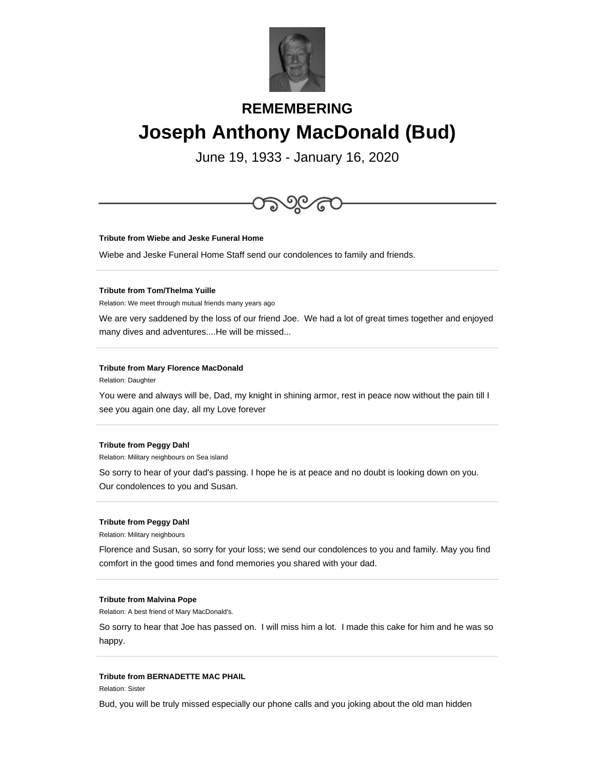## REMEMBERING

# Joseph Anthony MacDonald (Bud)

June 19, 1933 - January 16, 2020

---

**Tribute from Wiebe and Jeske Funeral Home**

Wiebe and Jeske Funeral Home Staff send our condolences to family and friends.

---

**Tribute from Tom/Thelma Yuille**

Relation: We meet through mutual friends many years ago

We are very saddened by the loss of our friend Joe. We had a lot of great times together and enjoyed many dives and adventures....He will be missed...

---

**Tribute from Mary Florence MacDonald**

Relation: Daughter

You were and always will be, Dad, my knight in shining armor, rest in peace now without the pain till I see you again one day, all my Love forever

---

**Tribute from Peggy Dahl**

Relation: Military neighbours on Sea island

So sorry to hear of your dad's passing. I hope he is at peace and no doubt is looking down on you. Our condolences to you and Susan.

---

**Tribute from Peggy Dahl**

Relation: Military neighbours

Florence and Susan, so sorry for your loss; we send our condolences to you and family. May you find comfort in the good times and fond memories you shared with your dad.

---

**Tribute from Malvina Pope**

Relation: A best friend of Mary MacDonald's.

So sorry to hear that Joe has passed on. I will miss him a lot. I made this cake for him and he was so happy.

---

**Tribute from BERNADETTE MAC PHAIL**

Relation: Sister

Bud, you will be truly missed especially our phone calls and you joking about the old man hidden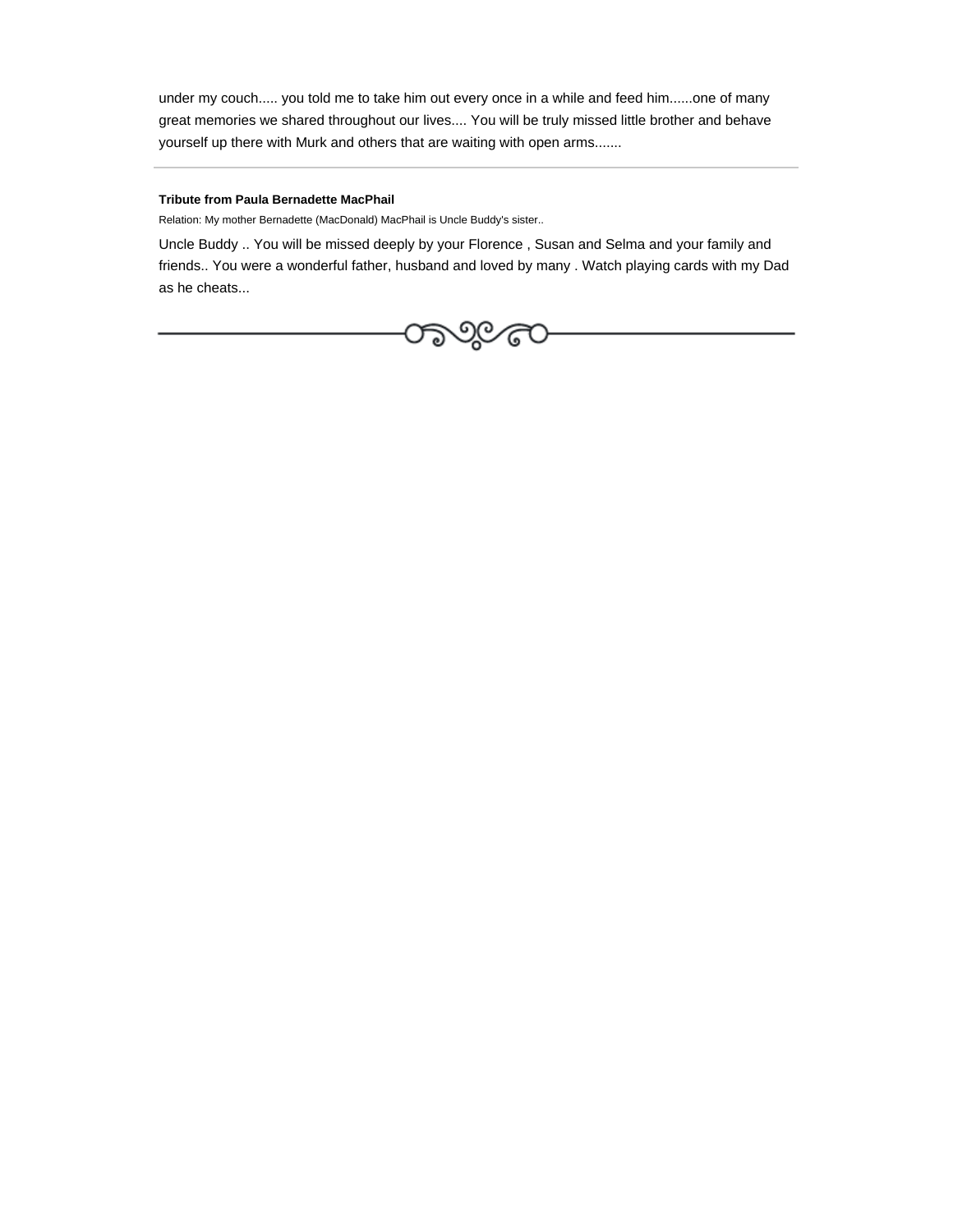under my couch..... you told me to take him out every once in a while and feed him......one of many great memories we shared throughout our lives.... You will be truly missed little brother and behave yourself up there with Murk and others that are waiting with open arms.......

---

**Tribute from Paula Bernadette MacPhail**

Relation: My mother Bernadette (MacDonald) MacPhail is Uncle Buddy's sister..

Uncle Buddy .. You will be missed deeply by your Florence , Susan and Selma and your family and friends.. You were a wonderful father, husband and loved by many . Watch playing cards with my Dad as he cheats...